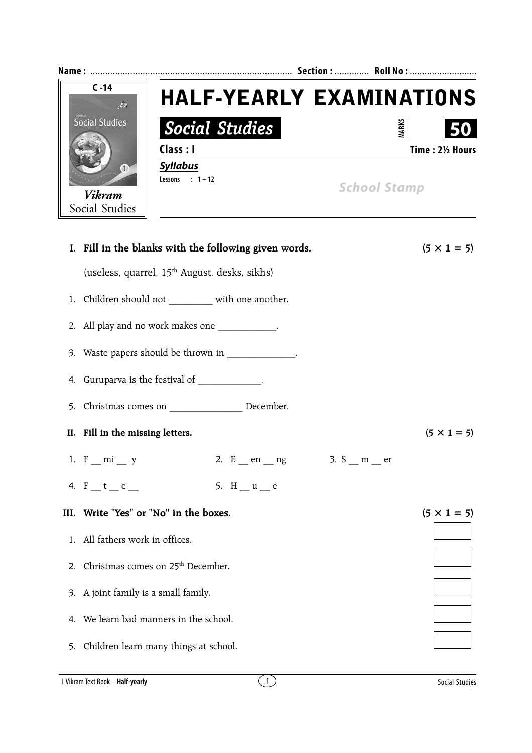Name : ................................................................................. Section : ............. Roll No : ...........................

C -14

Vikram Social Studies

# HALF-YEARLY EXAMINATIONS

## Social Studies

MARKS 50

**Class : I** **Time : 2½ Hours**

***Syllabus***

Lessons : 1 – 12

School Stamp

**I. Fill in the blanks with the following given words.** **(5 × 1 = 5)**

(useless, quarrel, 15th August, desks, sikhs)

1. Children should not _________ with one another.
2. All play and no work makes one ____________.
3. Waste papers should be thrown in ______________.
4. Guruparva is the festival of _____________.
5. Christmas comes on _______________ December.

**II. Fill in the missing letters.** **(5 × 1 = 5)**

1. F __ mi __ y
2. E __ en __ ng
3. S __ m __ er
4. F __ t __ e __
5. H __ u __ e

**III. Write "Yes" or "No" in the boxes.** **(5 × 1 = 5)**

1. All fathers work in offices. ☐
2. Christmas comes on 25th December. ☐
3. A joint family is a small family. ☐
4. We learn bad manners in the school. ☐
5. Children learn many things at school. ☐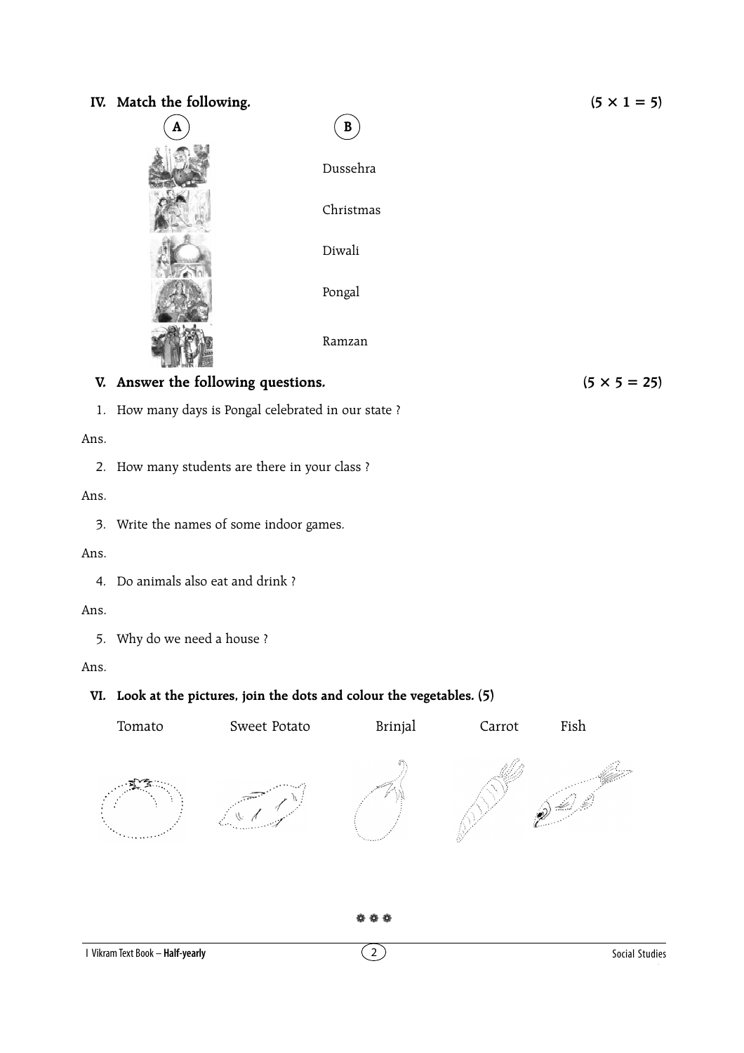## IV. Match the following. (5 × 1 = 5)

| A | B |
|---|---|
| | Dussehra |
| | Christmas |
| | Diwali |
| | Pongal |
| | Ramzan |

## V. Answer the following questions. (5 × 5 = 25)

1. How many days is Pongal celebrated in our state ?

Ans.

2. How many students are there in your class ?

Ans.

3. Write the names of some indoor games.

Ans.

4. Do animals also eat and drink ?

Ans.

5. Why do we need a house ?

Ans.

## VI. Look at the pictures, join the dots and colour the vegetables. (5)

Tomato Sweet Potato Brinjal Carrot Fish

❁ ❁ ❁